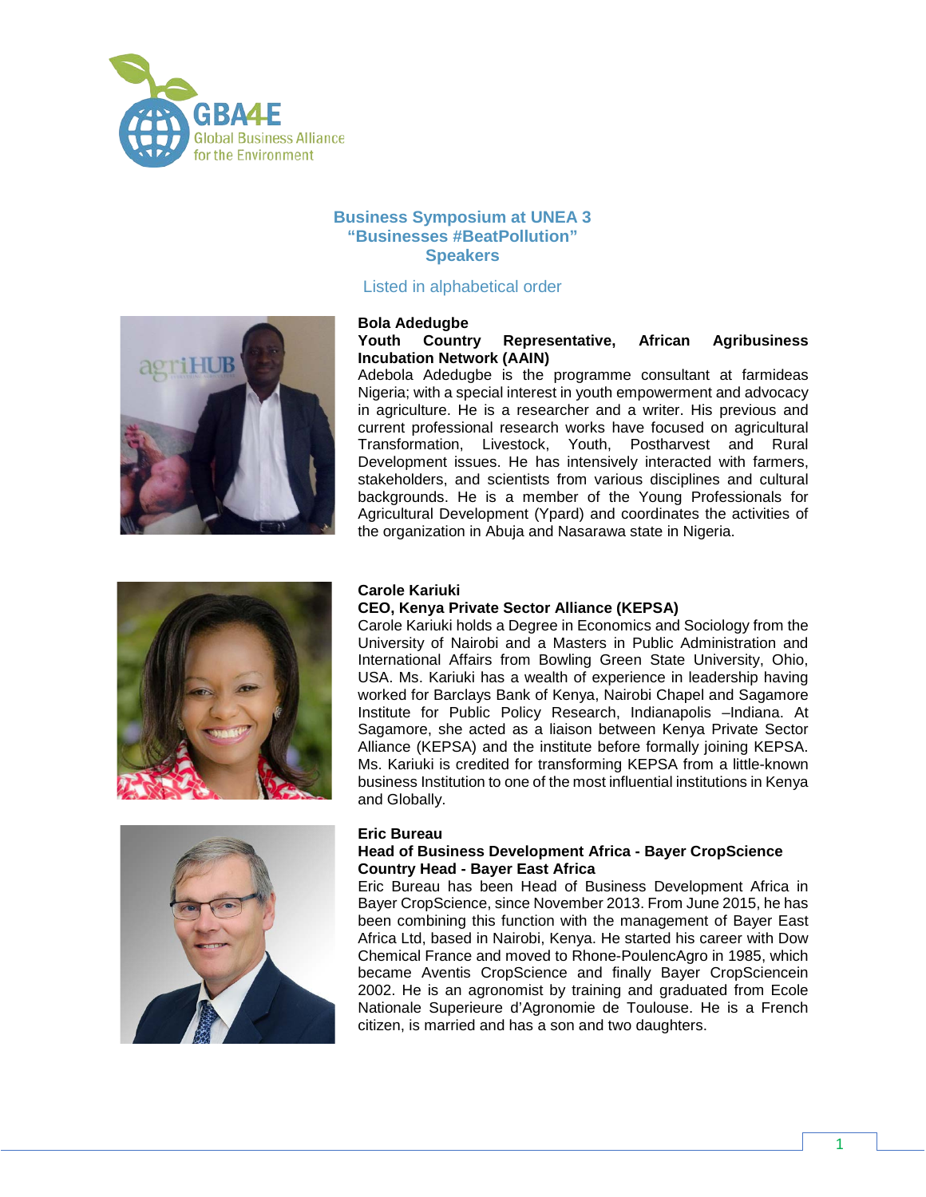GBA4E
Global Business Alliance for the Environment

# Business Symposium at UNEA 3
# "Businesses #BeatPollution"
# Speakers

Listed in alphabetical order

**Bola Adedugbe**
**Youth Country Representative, African Agribusiness Incubation Network (AAIN)**

Adebola Adedugbe is the programme consultant at farmideas Nigeria; with a special interest in youth empowerment and advocacy in agriculture. He is a researcher and a writer. His previous and current professional research works have focused on agricultural Transformation, Livestock, Youth, Postharvest and Rural Development issues. He has intensively interacted with farmers, stakeholders, and scientists from various disciplines and cultural backgrounds. He is a member of the Young Professionals for Agricultural Development (Ypard) and coordinates the activities of the organization in Abuja and Nasarawa state in Nigeria.

**Carole Kariuki**
**CEO, Kenya Private Sector Alliance (KEPSA)**

Carole Kariuki holds a Degree in Economics and Sociology from the University of Nairobi and a Masters in Public Administration and International Affairs from Bowling Green State University, Ohio, USA. Ms. Kariuki has a wealth of experience in leadership having worked for Barclays Bank of Kenya, Nairobi Chapel and Sagamore Institute for Public Policy Research, Indianapolis –Indiana. At Sagamore, she acted as a liaison between Kenya Private Sector Alliance (KEPSA) and the institute before formally joining KEPSA. Ms. Kariuki is credited for transforming KEPSA from a little-known business Institution to one of the most influential institutions in Kenya and Globally.

**Eric Bureau**
**Head of Business Development Africa - Bayer CropScience**
**Country Head - Bayer East Africa**

Eric Bureau has been Head of Business Development Africa in Bayer CropScience, since November 2013. From June 2015, he has been combining this function with the management of Bayer East Africa Ltd, based in Nairobi, Kenya. He started his career with Dow Chemical France and moved to Rhone-PoulencAgro in 1985, which became Aventis CropScience and finally Bayer CropSciencein 2002. He is an agronomist by training and graduated from Ecole Nationale Superieure d'Agronomie de Toulouse. He is a French citizen, is married and has a son and two daughters.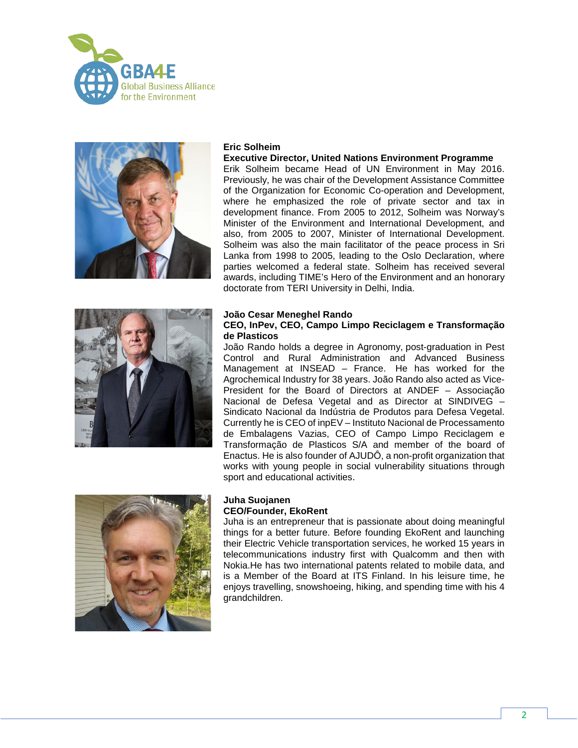**Eric Solheim**

**Executive Director, United Nations Environment Programme**

Erik Solheim became Head of UN Environment in May 2016. Previously, he was chair of the Development Assistance Committee of the Organization for Economic Co-operation and Development, where he emphasized the role of private sector and tax in development finance. From 2005 to 2012, Solheim was Norway's Minister of the Environment and International Development, and also, from 2005 to 2007, Minister of International Development. Solheim was also the main facilitator of the peace process in Sri Lanka from 1998 to 2005, leading to the Oslo Declaration, where parties welcomed a federal state. Solheim has received several awards, including TIME's Hero of the Environment and an honorary doctorate from TERI University in Delhi, India.

**João Cesar Meneghel Rando**

**CEO, InPev, CEO, Campo Limpo Reciclagem e Transformação de Plasticos**

João Rando holds a degree in Agronomy, post-graduation in Pest Control and Rural Administration and Advanced Business Management at INSEAD – France. He has worked for the Agrochemical Industry for 38 years. João Rando also acted as Vice-President for the Board of Directors at ANDEF – Associação Nacional de Defesa Vegetal and as Director at SINDIVEG – Sindicato Nacional da Indústria de Produtos para Defesa Vegetal. Currently he is CEO of inpEV – Instituto Nacional de Processamento de Embalagens Vazias, CEO of Campo Limpo Reciclagem e Transformação de Plasticos S/A and member of the board of Enactus. He is also founder of AJUDÔ, a non-profit organization that works with young people in social vulnerability situations through sport and educational activities.

**Juha Suojanen**

**CEO/Founder, EkoRent**

Juha is an entrepreneur that is passionate about doing meaningful things for a better future. Before founding EkoRent and launching their Electric Vehicle transportation services, he worked 15 years in telecommunications industry first with Qualcomm and then with Nokia.He has two international patents related to mobile data, and is a Member of the Board at ITS Finland. In his leisure time, he enjoys travelling, snowshoeing, hiking, and spending time with his 4 grandchildren.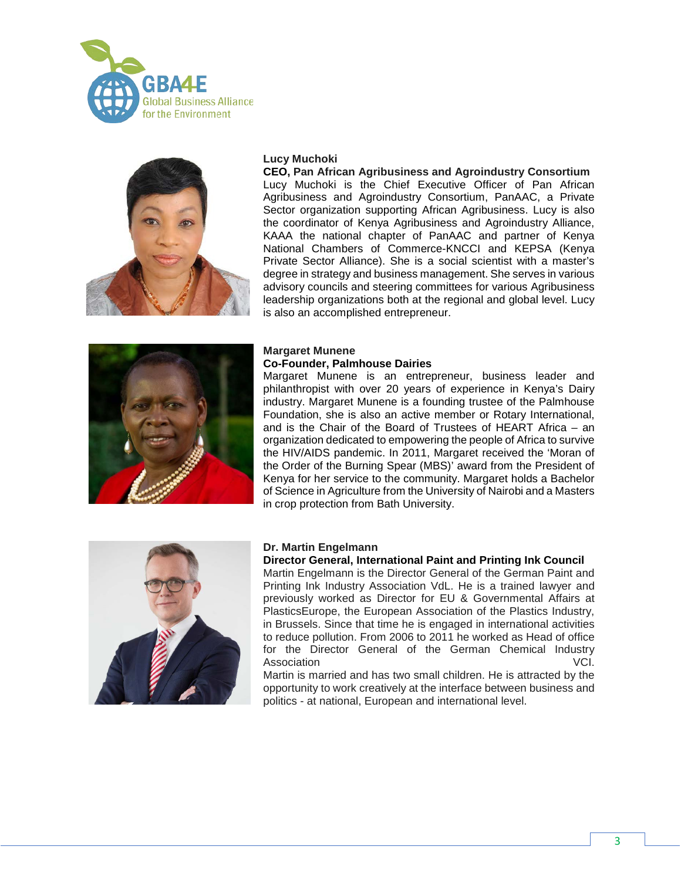**Lucy Muchoki**

**CEO, Pan African Agribusiness and Agroindustry Consortium**

Lucy Muchoki is the Chief Executive Officer of Pan African Agribusiness and Agroindustry Consortium, PanAAC, a Private Sector organization supporting African Agribusiness. Lucy is also the coordinator of Kenya Agribusiness and Agroindustry Alliance, KAAA the national chapter of PanAAC and partner of Kenya National Chambers of Commerce-KNCCI and KEPSA (Kenya Private Sector Alliance). She is a social scientist with a master's degree in strategy and business management. She serves in various advisory councils and steering committees for various Agribusiness leadership organizations both at the regional and global level. Lucy is also an accomplished entrepreneur.

**Margaret Munene**

**Co-Founder, Palmhouse Dairies**

Margaret Munene is an entrepreneur, business leader and philanthropist with over 20 years of experience in Kenya's Dairy industry. Margaret Munene is a founding trustee of the Palmhouse Foundation, she is also an active member or Rotary International, and is the Chair of the Board of Trustees of HEART Africa – an organization dedicated to empowering the people of Africa to survive the HIV/AIDS pandemic. In 2011, Margaret received the 'Moran of the Order of the Burning Spear (MBS)' award from the President of Kenya for her service to the community. Margaret holds a Bachelor of Science in Agriculture from the University of Nairobi and a Masters in crop protection from Bath University.

**Dr. Martin Engelmann**

**Director General, International Paint and Printing Ink Council**

Martin Engelmann is the Director General of the German Paint and Printing Ink Industry Association VdL. He is a trained lawyer and previously worked as Director for EU & Governmental Affairs at PlasticsEurope, the European Association of the Plastics Industry, in Brussels. Since that time he is engaged in international activities to reduce pollution. From 2006 to 2011 he worked as Head of office for the Director General of the German Chemical Industry Association VCI.

Martin is married and has two small children. He is attracted by the opportunity to work creatively at the interface between business and politics - at national, European and international level.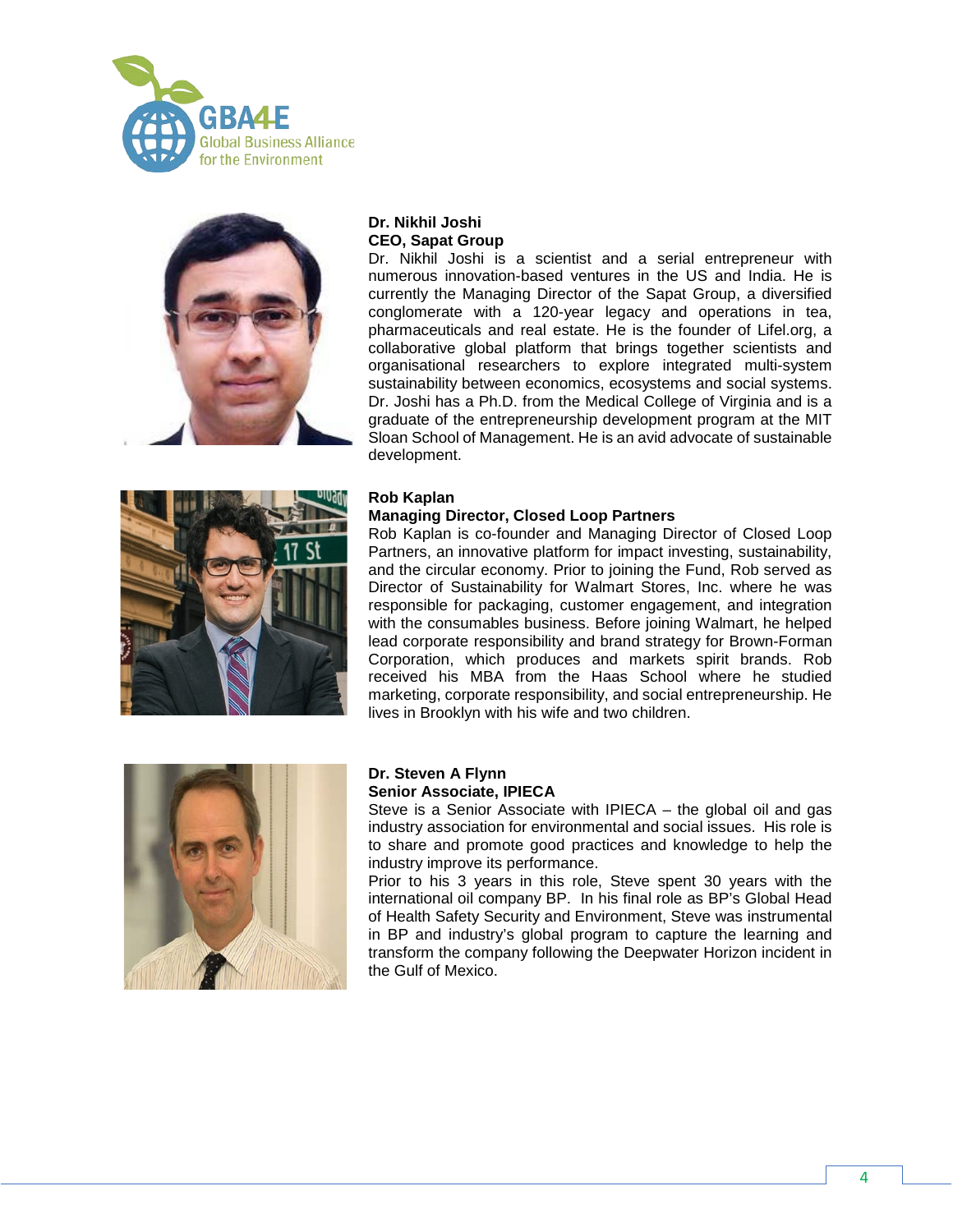**Dr. Nikhil Joshi**
**CEO, Sapat Group**

Dr. Nikhil Joshi is a scientist and a serial entrepreneur with numerous innovation-based ventures in the US and India. He is currently the Managing Director of the Sapat Group, a diversified conglomerate with a 120-year legacy and operations in tea, pharmaceuticals and real estate. He is the founder of Lifel.org, a collaborative global platform that brings together scientists and organisational researchers to explore integrated multi-system sustainability between economics, ecosystems and social systems. Dr. Joshi has a Ph.D. from the Medical College of Virginia and is a graduate of the entrepreneurship development program at the MIT Sloan School of Management. He is an avid advocate of sustainable development.

**Rob Kaplan**
**Managing Director, Closed Loop Partners**

Rob Kaplan is co-founder and Managing Director of Closed Loop Partners, an innovative platform for impact investing, sustainability, and the circular economy. Prior to joining the Fund, Rob served as Director of Sustainability for Walmart Stores, Inc. where he was responsible for packaging, customer engagement, and integration with the consumables business. Before joining Walmart, he helped lead corporate responsibility and brand strategy for Brown-Forman Corporation, which produces and markets spirit brands. Rob received his MBA from the Haas School where he studied marketing, corporate responsibility, and social entrepreneurship. He lives in Brooklyn with his wife and two children.

**Dr. Steven A Flynn**
**Senior Associate, IPIECA**

Steve is a Senior Associate with IPIECA – the global oil and gas industry association for environmental and social issues. His role is to share and promote good practices and knowledge to help the industry improve its performance.

Prior to his 3 years in this role, Steve spent 30 years with the international oil company BP. In his final role as BP's Global Head of Health Safety Security and Environment, Steve was instrumental in BP and industry's global program to capture the learning and transform the company following the Deepwater Horizon incident in the Gulf of Mexico.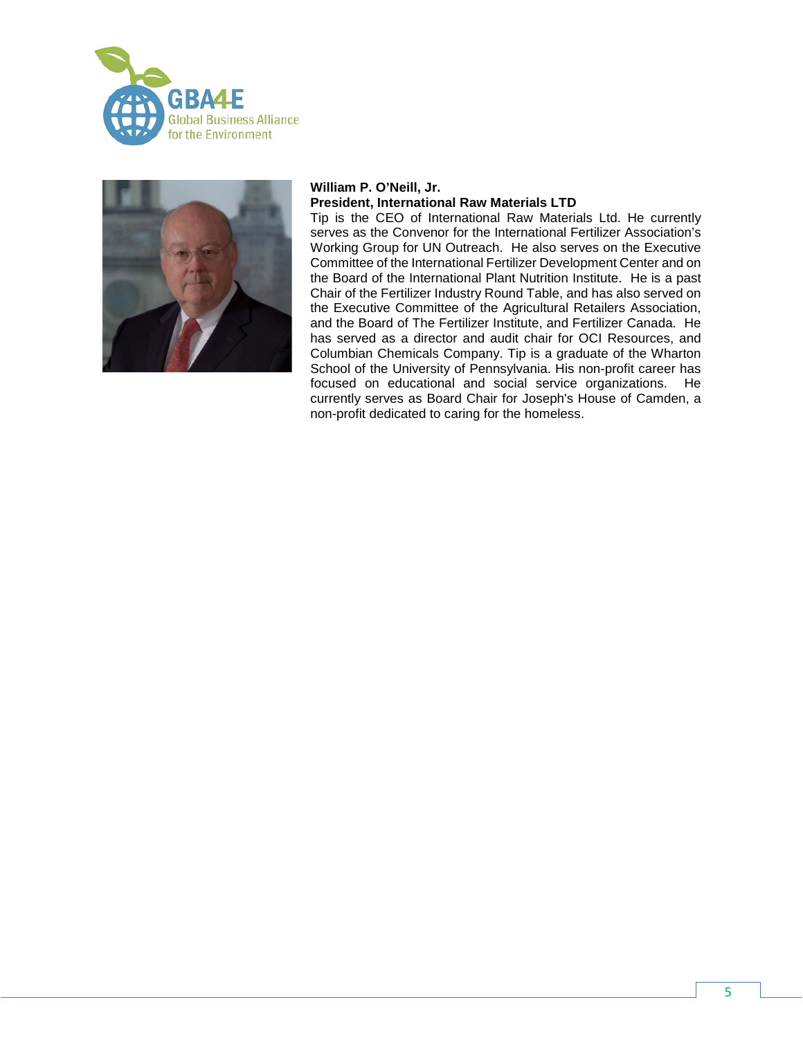**William P. O'Neill, Jr.**
**President, International Raw Materials LTD**

Tip is the CEO of International Raw Materials Ltd. He currently serves as the Convenor for the International Fertilizer Association's Working Group for UN Outreach. He also serves on the Executive Committee of the International Fertilizer Development Center and on the Board of the International Plant Nutrition Institute. He is a past Chair of the Fertilizer Industry Round Table, and has also served on the Executive Committee of the Agricultural Retailers Association, and the Board of The Fertilizer Institute, and Fertilizer Canada. He has served as a director and audit chair for OCI Resources, and Columbian Chemicals Company. Tip is a graduate of the Wharton School of the University of Pennsylvania. His non-profit career has focused on educational and social service organizations. He currently serves as Board Chair for Joseph's House of Camden, a non-profit dedicated to caring for the homeless.